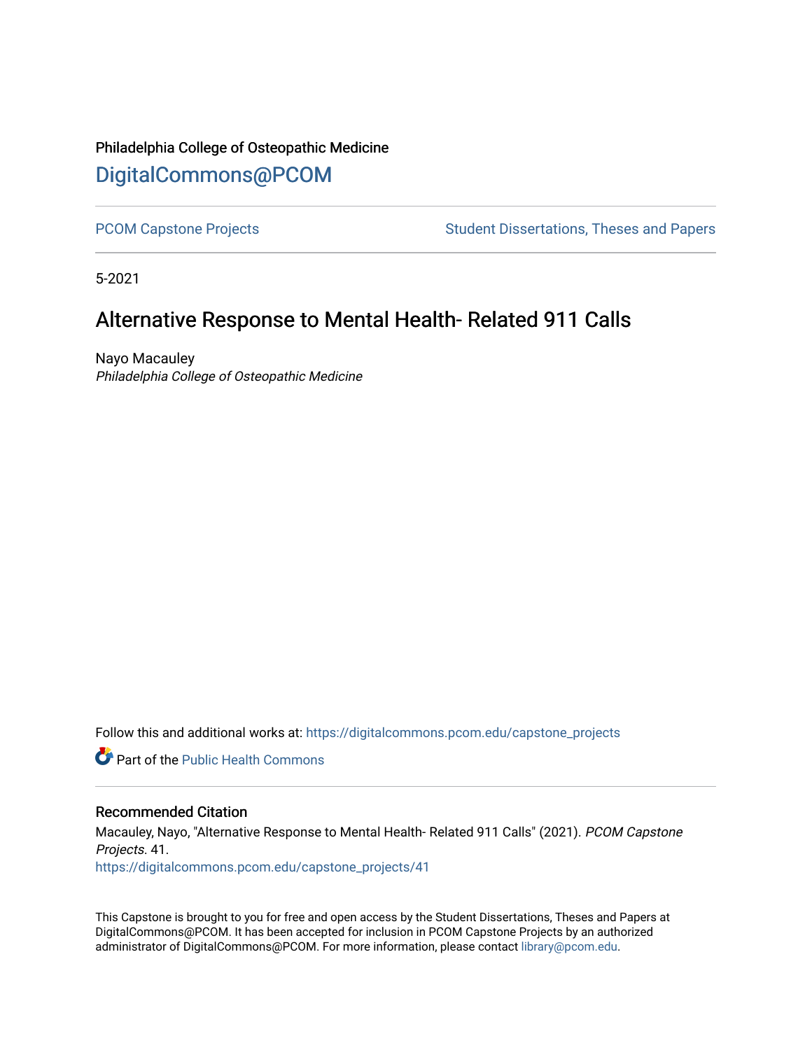Philadelphia College of Osteopathic Medicine

DigitalCommons@PCOM

PCOM Capstone Projects | Student Dissertations, Theses and Papers

5-2021

# Alternative Response to Mental Health- Related 911 Calls

Nayo Macauley
*Philadelphia College of Osteopathic Medicine*

Follow this and additional works at: https://digitalcommons.pcom.edu/capstone_projects

Part of the Public Health Commons

## Recommended Citation

Macauley, Nayo, "Alternative Response to Mental Health- Related 911 Calls" (2021). *PCOM Capstone Projects*. 41.
https://digitalcommons.pcom.edu/capstone_projects/41

This Capstone is brought to you for free and open access by the Student Dissertations, Theses and Papers at DigitalCommons@PCOM. It has been accepted for inclusion in PCOM Capstone Projects by an authorized administrator of DigitalCommons@PCOM. For more information, please contact library@pcom.edu.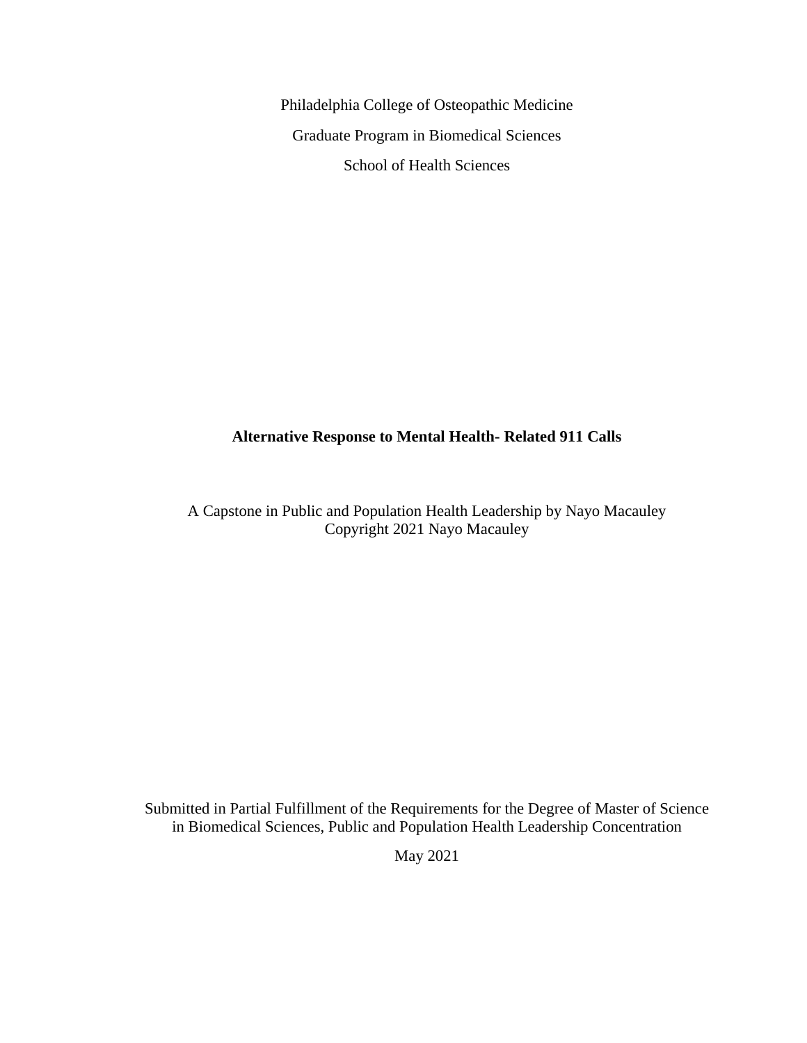Philadelphia College of Osteopathic Medicine

Graduate Program in Biomedical Sciences

School of Health Sciences

**Alternative Response to Mental Health- Related 911 Calls**

A Capstone in Public and Population Health Leadership by Nayo Macauley
Copyright 2021 Nayo Macauley

Submitted in Partial Fulfillment of the Requirements for the Degree of Master of Science in Biomedical Sciences, Public and Population Health Leadership Concentration

May 2021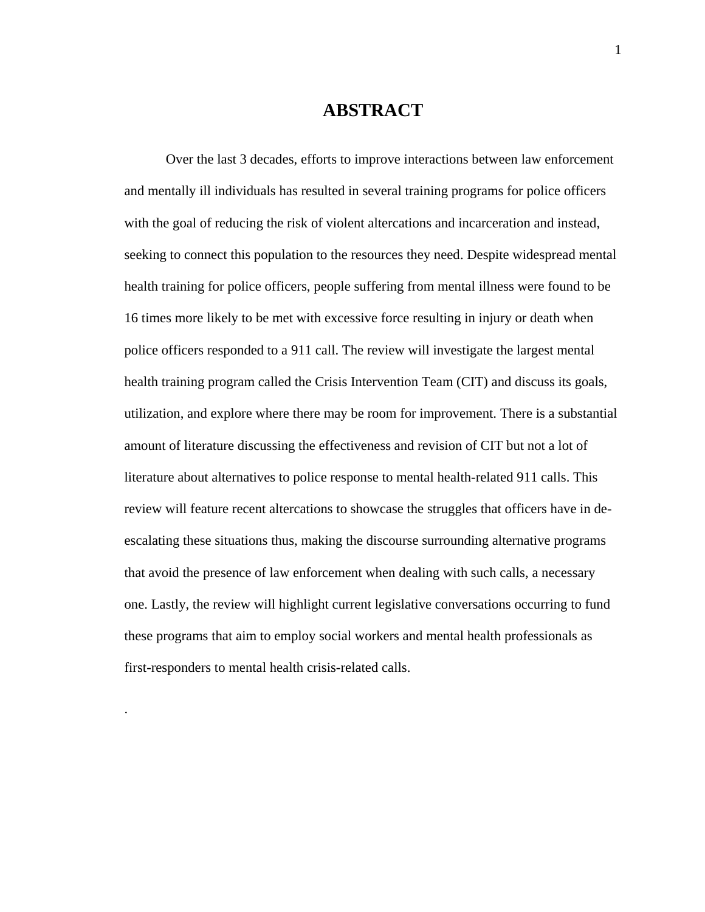# ABSTRACT

Over the last 3 decades, efforts to improve interactions between law enforcement and mentally ill individuals has resulted in several training programs for police officers with the goal of reducing the risk of violent altercations and incarceration and instead, seeking to connect this population to the resources they need. Despite widespread mental health training for police officers, people suffering from mental illness were found to be 16 times more likely to be met with excessive force resulting in injury or death when police officers responded to a 911 call. The review will investigate the largest mental health training program called the Crisis Intervention Team (CIT) and discuss its goals, utilization, and explore where there may be room for improvement. There is a substantial amount of literature discussing the effectiveness and revision of CIT but not a lot of literature about alternatives to police response to mental health-related 911 calls. This review will feature recent altercations to showcase the struggles that officers have in de-escalating these situations thus, making the discourse surrounding alternative programs that avoid the presence of law enforcement when dealing with such calls, a necessary one. Lastly, the review will highlight current legislative conversations occurring to fund these programs that aim to employ social workers and mental health professionals as first-responders to mental health crisis-related calls.

.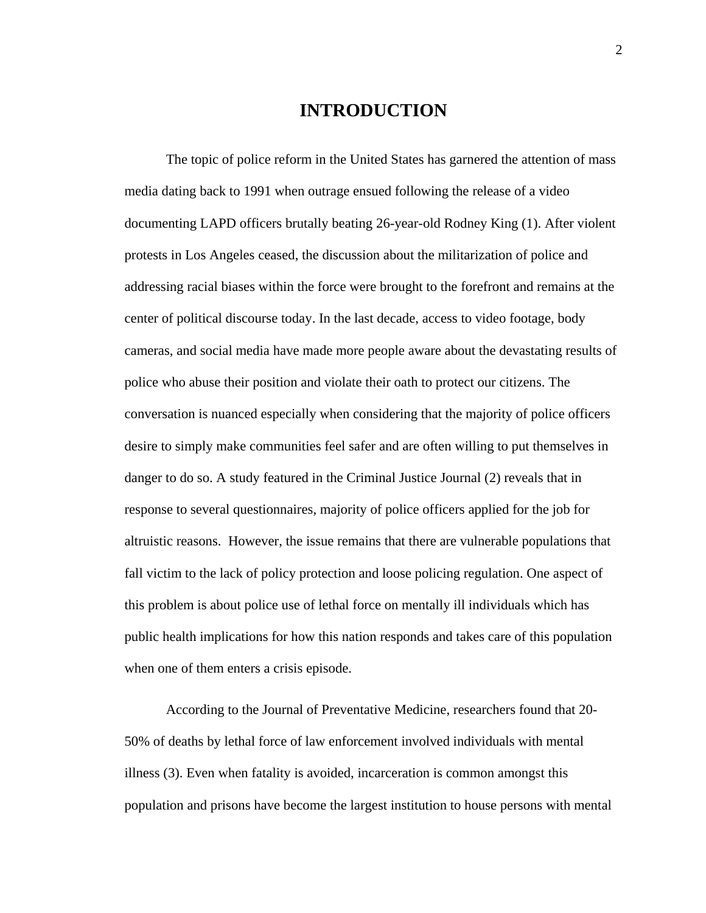# INTRODUCTION

The topic of police reform in the United States has garnered the attention of mass media dating back to 1991 when outrage ensued following the release of a video documenting LAPD officers brutally beating 26-year-old Rodney King (1). After violent protests in Los Angeles ceased, the discussion about the militarization of police and addressing racial biases within the force were brought to the forefront and remains at the center of political discourse today. In the last decade, access to video footage, body cameras, and social media have made more people aware about the devastating results of police who abuse their position and violate their oath to protect our citizens. The conversation is nuanced especially when considering that the majority of police officers desire to simply make communities feel safer and are often willing to put themselves in danger to do so. A study featured in the Criminal Justice Journal (2) reveals that in response to several questionnaires, majority of police officers applied for the job for altruistic reasons. However, the issue remains that there are vulnerable populations that fall victim to the lack of policy protection and loose policing regulation. One aspect of this problem is about police use of lethal force on mentally ill individuals which has public health implications for how this nation responds and takes care of this population when one of them enters a crisis episode.

According to the Journal of Preventative Medicine, researchers found that 20-50% of deaths by lethal force of law enforcement involved individuals with mental illness (3). Even when fatality is avoided, incarceration is common amongst this population and prisons have become the largest institution to house persons with mental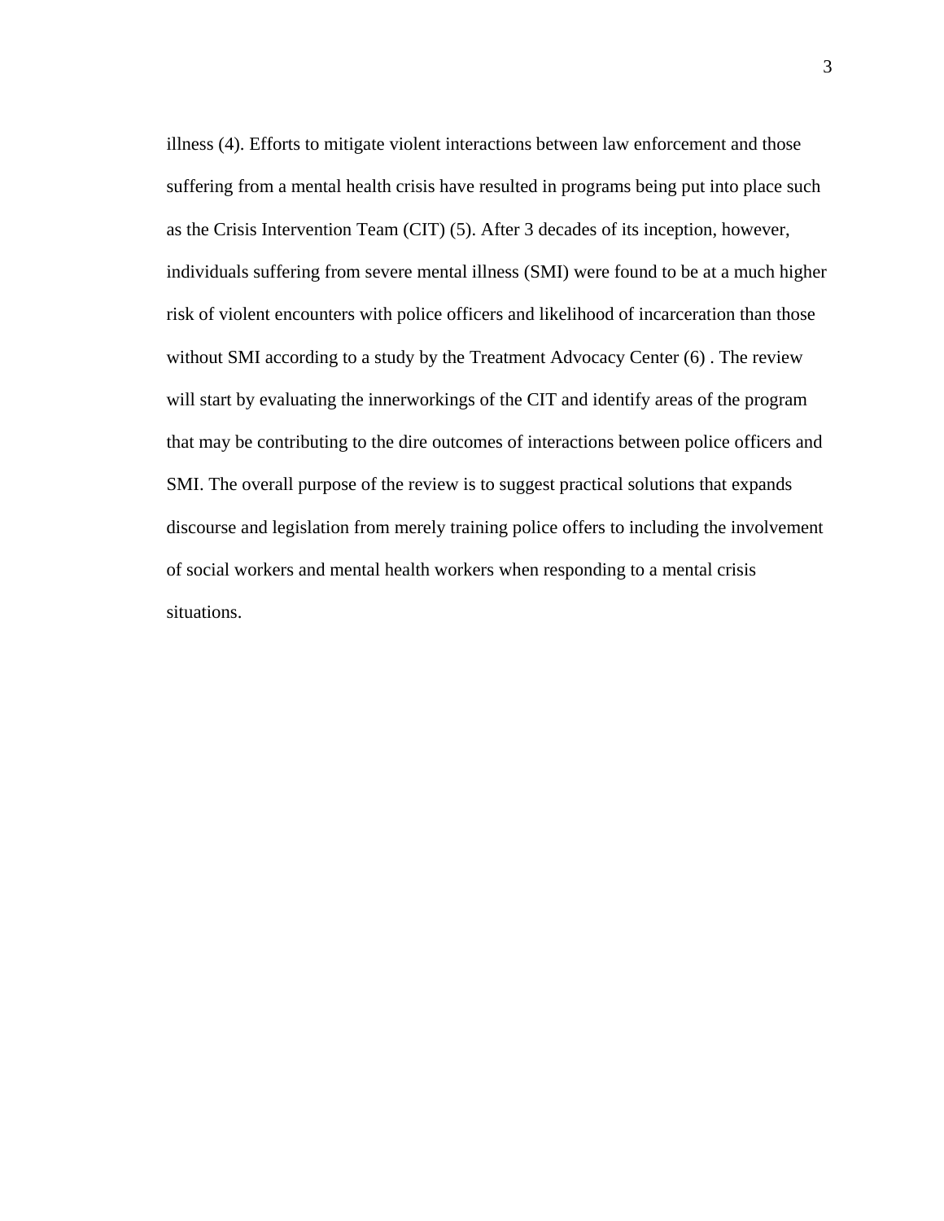illness (4). Efforts to mitigate violent interactions between law enforcement and those suffering from a mental health crisis have resulted in programs being put into place such as the Crisis Intervention Team (CIT) (5). After 3 decades of its inception, however, individuals suffering from severe mental illness (SMI) were found to be at a much higher risk of violent encounters with police officers and likelihood of incarceration than those without SMI according to a study by the Treatment Advocacy Center (6) . The review will start by evaluating the innerworkings of the CIT and identify areas of the program that may be contributing to the dire outcomes of interactions between police officers and SMI. The overall purpose of the review is to suggest practical solutions that expands discourse and legislation from merely training police offers to including the involvement of social workers and mental health workers when responding to a mental crisis situations.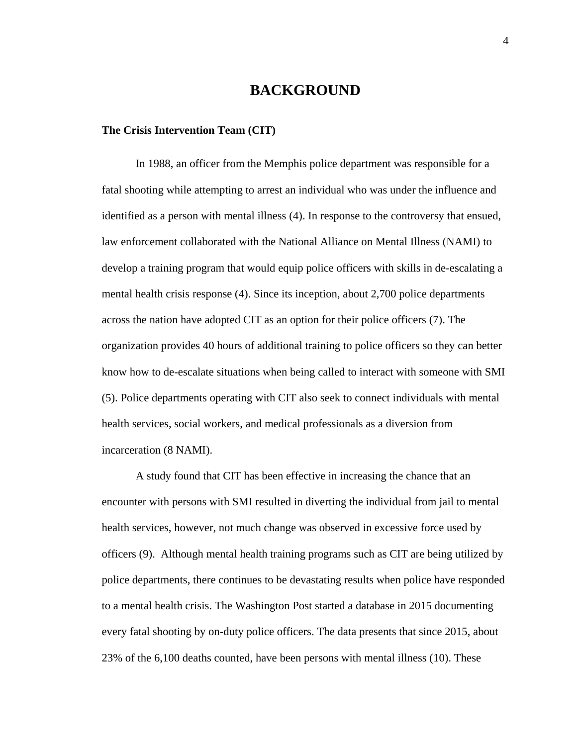# BACKGROUND

**The Crisis Intervention Team (CIT)**

In 1988, an officer from the Memphis police department was responsible for a fatal shooting while attempting to arrest an individual who was under the influence and identified as a person with mental illness (4). In response to the controversy that ensued, law enforcement collaborated with the National Alliance on Mental Illness (NAMI) to develop a training program that would equip police officers with skills in de-escalating a mental health crisis response (4). Since its inception, about 2,700 police departments across the nation have adopted CIT as an option for their police officers (7). The organization provides 40 hours of additional training to police officers so they can better know how to de-escalate situations when being called to interact with someone with SMI (5). Police departments operating with CIT also seek to connect individuals with mental health services, social workers, and medical professionals as a diversion from incarceration (8 NAMI).

A study found that CIT has been effective in increasing the chance that an encounter with persons with SMI resulted in diverting the individual from jail to mental health services, however, not much change was observed in excessive force used by officers (9). Although mental health training programs such as CIT are being utilized by police departments, there continues to be devastating results when police have responded to a mental health crisis. The Washington Post started a database in 2015 documenting every fatal shooting by on-duty police officers. The data presents that since 2015, about 23% of the 6,100 deaths counted, have been persons with mental illness (10). These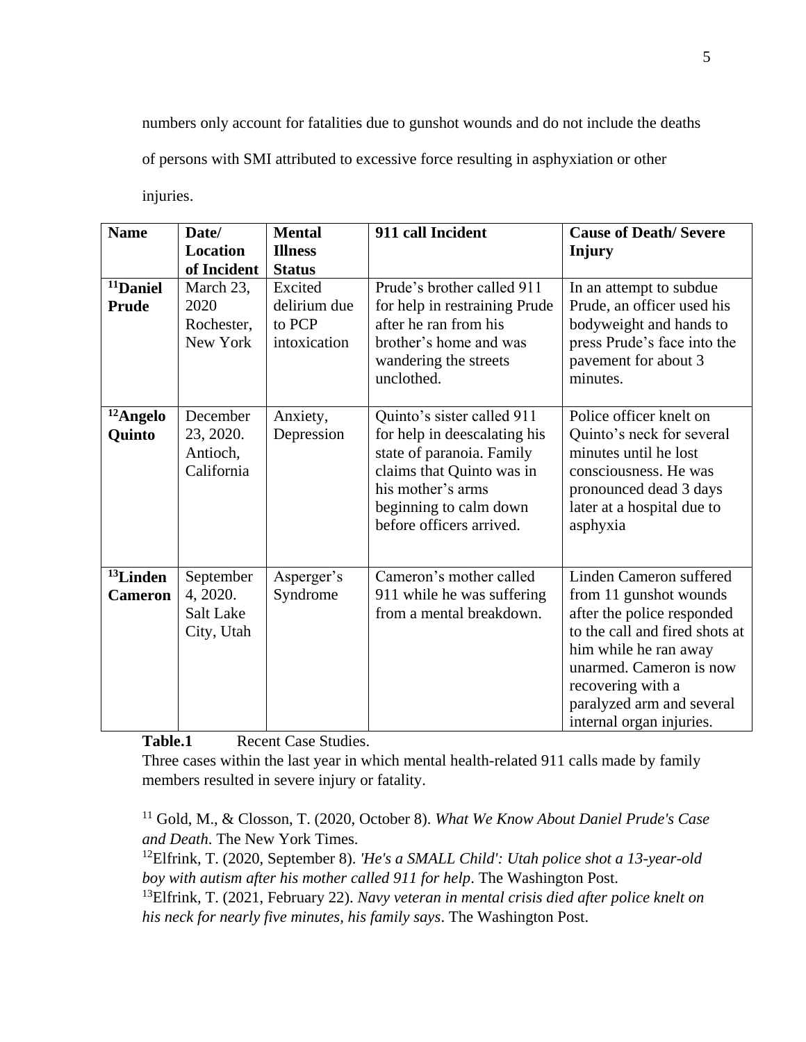numbers only account for fatalities due to gunshot wounds and do not include the deaths of persons with SMI attributed to excessive force resulting in asphyxiation or other injuries.

| Name | Date/ Location of Incident | Mental Illness Status | 911 call Incident | Cause of Death/ Severe Injury |
|---|---|---|---|---|
| [11]**Daniel Prude** | March 23, 2020 Rochester, New York | Excited delirium due to PCP intoxication | Prude's brother called 911 for help in restraining Prude after he ran from his brother's home and was wandering the streets unclothed. | In an attempt to subdue Prude, an officer used his bodyweight and hands to press Prude's face into the pavement for about 3 minutes. |
| [12]**Angelo Quinto** | December 23, 2020. Antioch, California | Anxiety, Depression | Quinto's sister called 911 for help in deescalating his state of paranoia. Family claims that Quinto was in his mother's arms beginning to calm down before officers arrived. | Police officer knelt on Quinto's neck for several minutes until he lost consciousness. He was pronounced dead 3 days later at a hospital due to asphyxia |
| [13]**Linden Cameron** | September 4, 2020. Salt Lake City, Utah | Asperger's Syndrome | Cameron's mother called 911 while he was suffering from a mental breakdown. | Linden Cameron suffered from 11 gunshot wounds after the police responded to the call and fired shots at him while he ran away unarmed. Cameron is now recovering with a paralyzed arm and several internal organ injuries. |

**Table.1** Recent Case Studies.

Three cases within the last year in which mental health-related 911 calls made by family members resulted in severe injury or fatality.

[11] Gold, M., & Closson, T. (2020, October 8). *What We Know About Daniel Prude's Case and Death*. The New York Times.

[12] Elfrink, T. (2020, September 8). *'He's a SMALL Child': Utah police shot a 13-year-old boy with autism after his mother called 911 for help*. The Washington Post.

[13] Elfrink, T. (2021, February 22). *Navy veteran in mental crisis died after police knelt on his neck for nearly five minutes, his family says*. The Washington Post.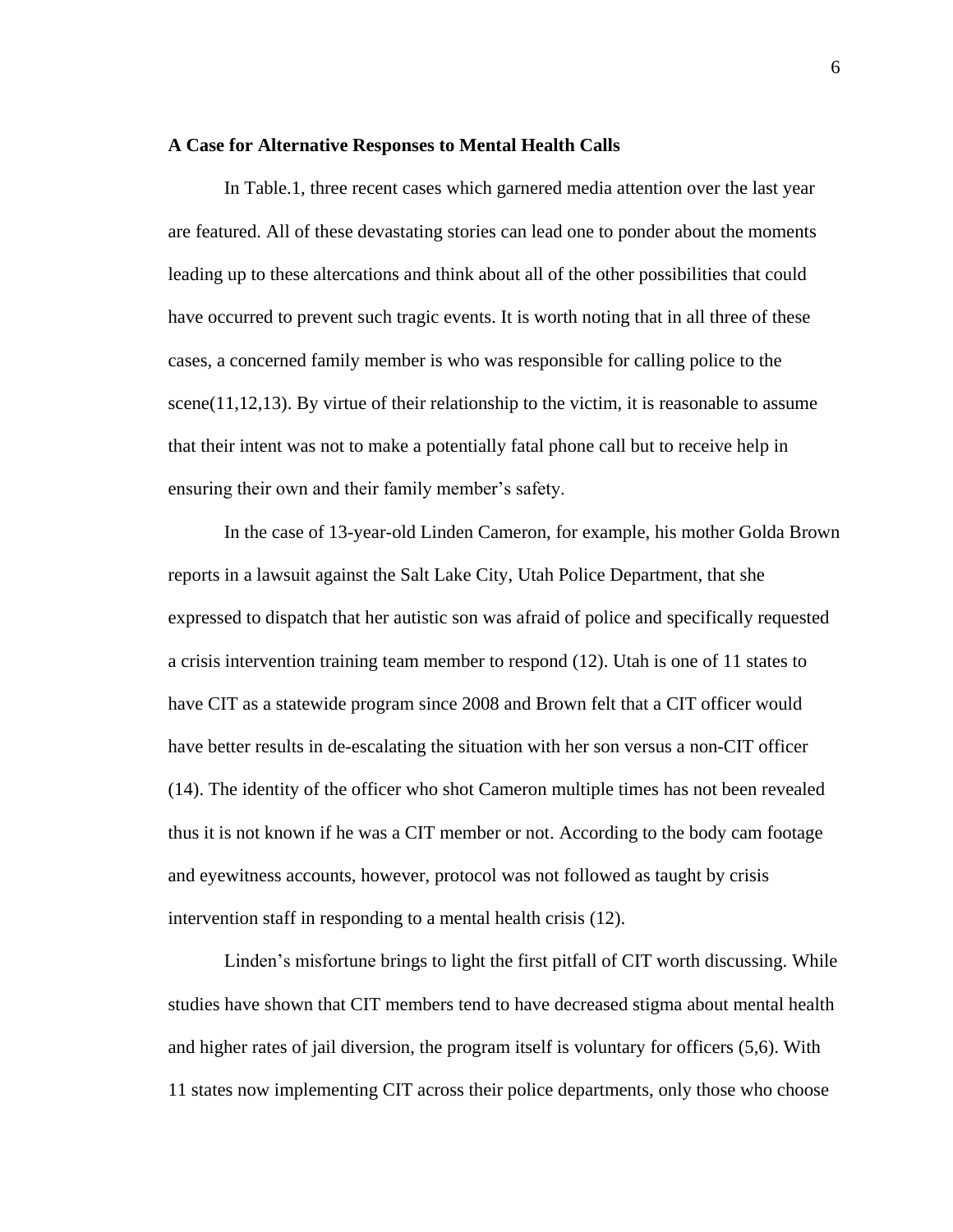**A Case for Alternative Responses to Mental Health Calls**

In Table.1, three recent cases which garnered media attention over the last year are featured. All of these devastating stories can lead one to ponder about the moments leading up to these altercations and think about all of the other possibilities that could have occurred to prevent such tragic events. It is worth noting that in all three of these cases, a concerned family member is who was responsible for calling police to the scene(11,12,13). By virtue of their relationship to the victim, it is reasonable to assume that their intent was not to make a potentially fatal phone call but to receive help in ensuring their own and their family member's safety.

In the case of 13-year-old Linden Cameron, for example, his mother Golda Brown reports in a lawsuit against the Salt Lake City, Utah Police Department, that she expressed to dispatch that her autistic son was afraid of police and specifically requested a crisis intervention training team member to respond (12). Utah is one of 11 states to have CIT as a statewide program since 2008 and Brown felt that a CIT officer would have better results in de-escalating the situation with her son versus a non-CIT officer (14). The identity of the officer who shot Cameron multiple times has not been revealed thus it is not known if he was a CIT member or not. According to the body cam footage and eyewitness accounts, however, protocol was not followed as taught by crisis intervention staff in responding to a mental health crisis (12).

Linden's misfortune brings to light the first pitfall of CIT worth discussing. While studies have shown that CIT members tend to have decreased stigma about mental health and higher rates of jail diversion, the program itself is voluntary for officers (5,6). With 11 states now implementing CIT across their police departments, only those who choose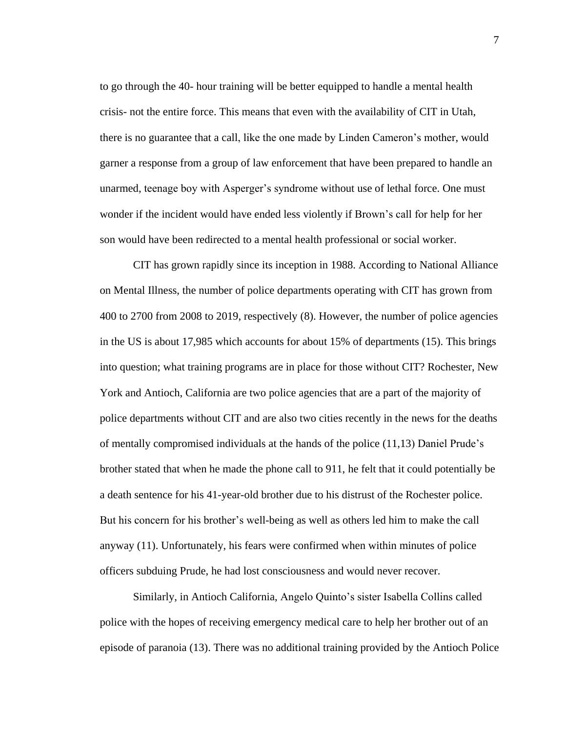to go through the 40- hour training will be better equipped to handle a mental health crisis- not the entire force. This means that even with the availability of CIT in Utah, there is no guarantee that a call, like the one made by Linden Cameron's mother, would garner a response from a group of law enforcement that have been prepared to handle an unarmed, teenage boy with Asperger's syndrome without use of lethal force. One must wonder if the incident would have ended less violently if Brown's call for help for her son would have been redirected to a mental health professional or social worker.

CIT has grown rapidly since its inception in 1988. According to National Alliance on Mental Illness, the number of police departments operating with CIT has grown from 400 to 2700 from 2008 to 2019, respectively (8). However, the number of police agencies in the US is about 17,985 which accounts for about 15% of departments (15). This brings into question; what training programs are in place for those without CIT? Rochester, New York and Antioch, California are two police agencies that are a part of the majority of police departments without CIT and are also two cities recently in the news for the deaths of mentally compromised individuals at the hands of the police (11,13) Daniel Prude's brother stated that when he made the phone call to 911, he felt that it could potentially be a death sentence for his 41-year-old brother due to his distrust of the Rochester police. But his concern for his brother's well-being as well as others led him to make the call anyway (11). Unfortunately, his fears were confirmed when within minutes of police officers subduing Prude, he had lost consciousness and would never recover.

Similarly, in Antioch California, Angelo Quinto's sister Isabella Collins called police with the hopes of receiving emergency medical care to help her brother out of an episode of paranoia (13). There was no additional training provided by the Antioch Police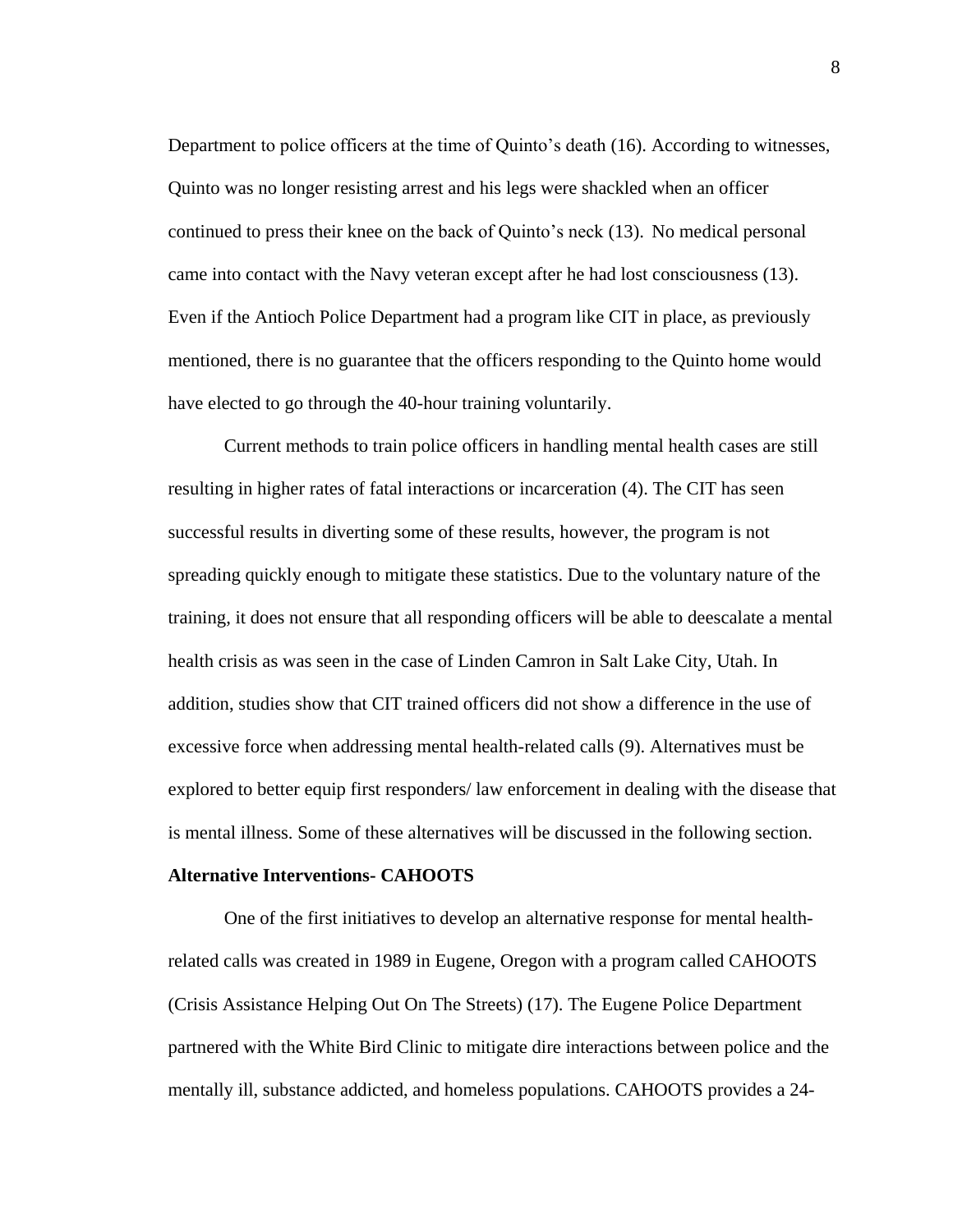Department to police officers at the time of Quinto's death (16). According to witnesses, Quinto was no longer resisting arrest and his legs were shackled when an officer continued to press their knee on the back of Quinto's neck (13). No medical personal came into contact with the Navy veteran except after he had lost consciousness (13). Even if the Antioch Police Department had a program like CIT in place, as previously mentioned, there is no guarantee that the officers responding to the Quinto home would have elected to go through the 40-hour training voluntarily.

Current methods to train police officers in handling mental health cases are still resulting in higher rates of fatal interactions or incarceration (4). The CIT has seen successful results in diverting some of these results, however, the program is not spreading quickly enough to mitigate these statistics. Due to the voluntary nature of the training, it does not ensure that all responding officers will be able to deescalate a mental health crisis as was seen in the case of Linden Camron in Salt Lake City, Utah. In addition, studies show that CIT trained officers did not show a difference in the use of excessive force when addressing mental health-related calls (9). Alternatives must be explored to better equip first responders/ law enforcement in dealing with the disease that is mental illness. Some of these alternatives will be discussed in the following section.

**Alternative Interventions- CAHOOTS**

One of the first initiatives to develop an alternative response for mental health-related calls was created in 1989 in Eugene, Oregon with a program called CAHOOTS (Crisis Assistance Helping Out On The Streets) (17). The Eugene Police Department partnered with the White Bird Clinic to mitigate dire interactions between police and the mentally ill, substance addicted, and homeless populations. CAHOOTS provides a 24-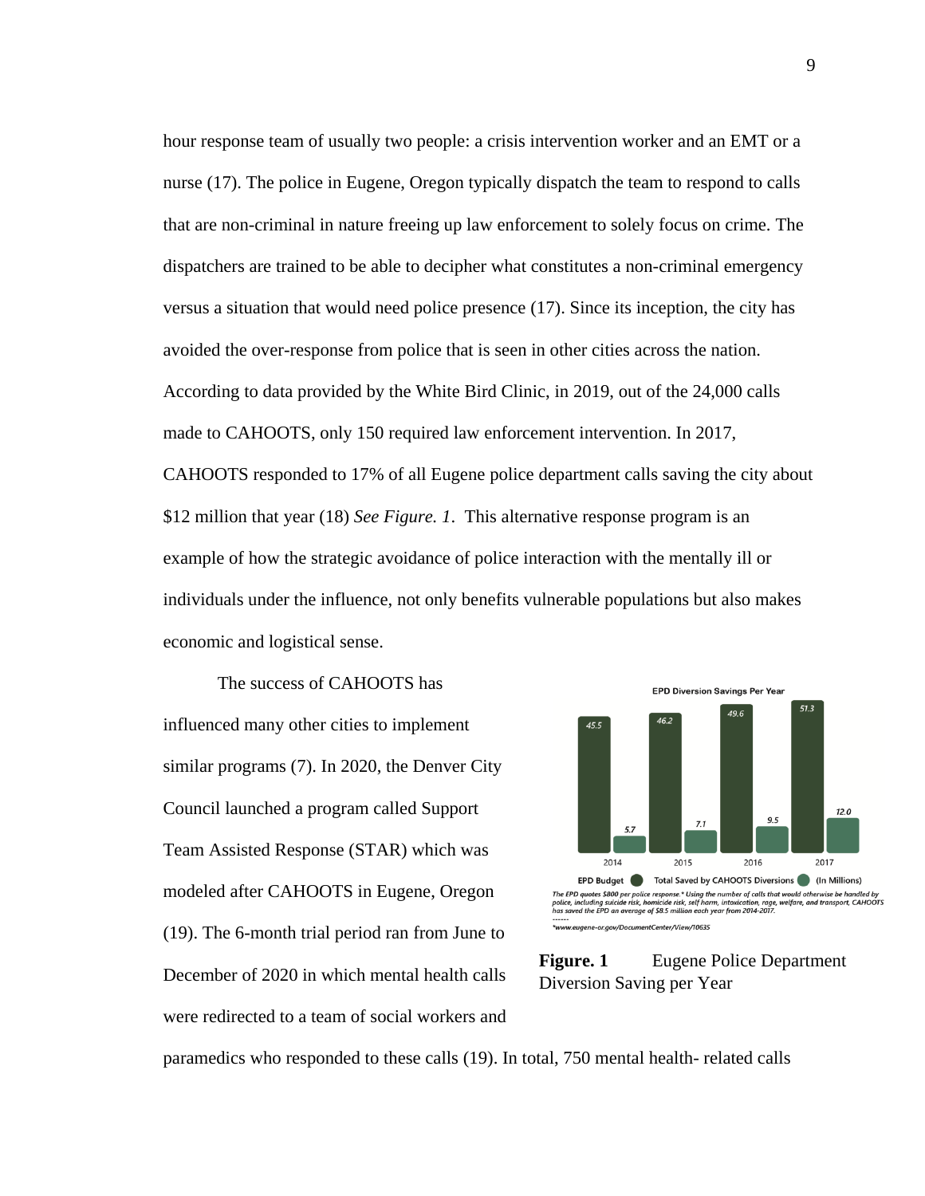hour response team of usually two people: a crisis intervention worker and an EMT or a nurse (17). The police in Eugene, Oregon typically dispatch the team to respond to calls that are non-criminal in nature freeing up law enforcement to solely focus on crime. The dispatchers are trained to be able to decipher what constitutes a non-criminal emergency versus a situation that would need police presence (17). Since its inception, the city has avoided the over-response from police that is seen in other cities across the nation. According to data provided by the White Bird Clinic, in 2019, out of the 24,000 calls made to CAHOOTS, only 150 required law enforcement intervention. In 2017, CAHOOTS responded to 17% of all Eugene police department calls saving the city about $12 million that year (18) *See Figure. 1*. This alternative response program is an example of how the strategic avoidance of police interaction with the mentally ill or individuals under the influence, not only benefits vulnerable populations but also makes economic and logistical sense.

The success of CAHOOTS has influenced many other cities to implement similar programs (7). In 2020, the Denver City Council launched a program called Support Team Assisted Response (STAR) which was modeled after CAHOOTS in Eugene, Oregon (19). The 6-month trial period ran from June to December of 2020 in which mental health calls were redirected to a team of social workers and paramedics who responded to these calls (19). In total, 750 mental health- related calls

**EPD Diversion Savings Per Year**

| Year | EPD Budget | Total Saved by CAHOOTS Diversions (In Millions) |
| --- | --- | --- |
| 2014 | 45.5 | 5.7 |
| 2015 | 46.2 | 7.1 |
| 2016 | 49.6 | 9.5 |
| 2017 | 51.3 | 12.0 |

*The EPD quotes $800 per police response.* Using the number of calls that would otherwise be handled by police, including suicide risk, homicide risk, self harm, intoxication, rage, welfare, and transport, CAHOOTS has saved the EPD an average of $8.5 million each year from 2014-2017.*

*\*www.eugene-or.gov/DocumentCenter/View/10635*

**Figure. 1** Eugene Police Department Diversion Saving per Year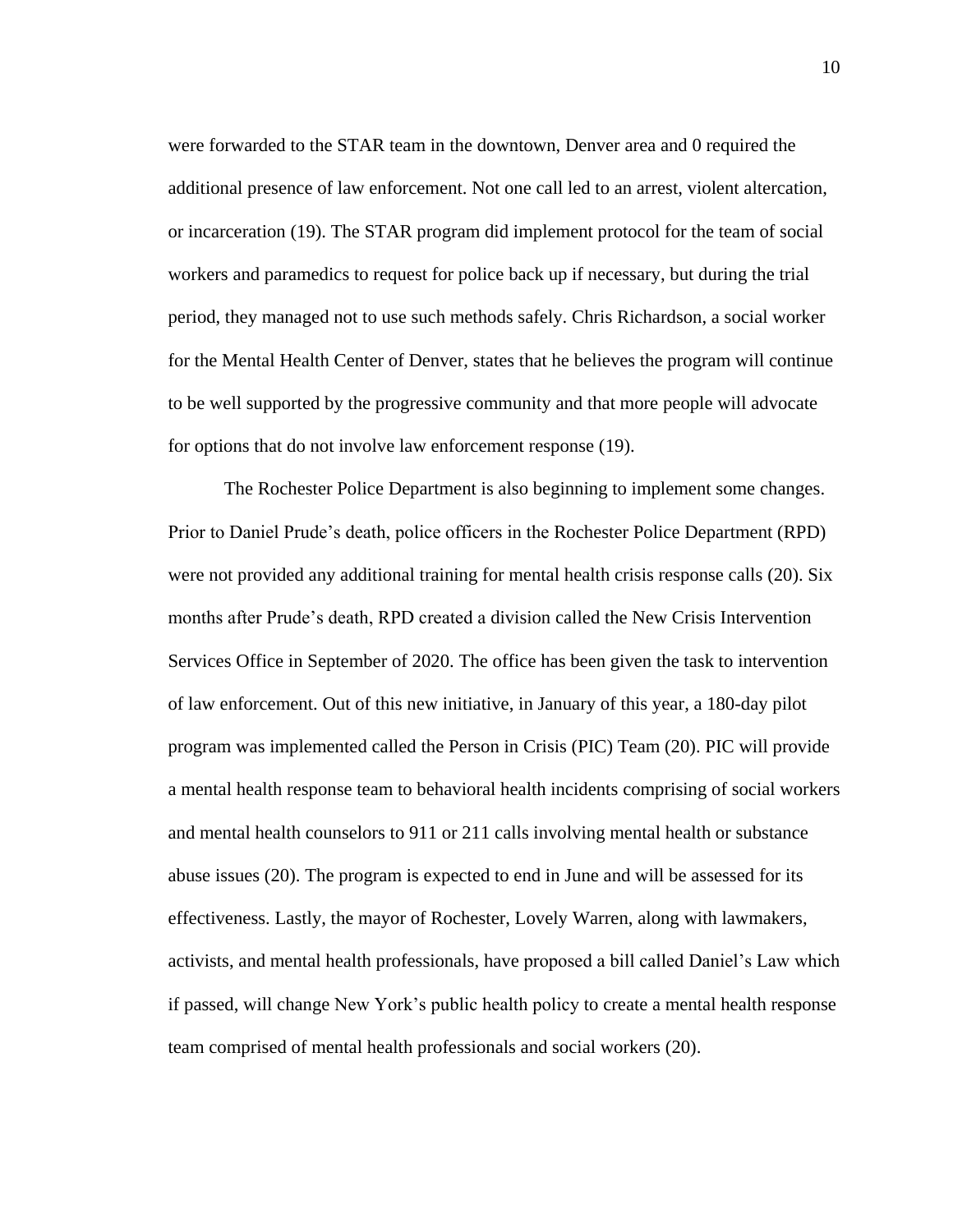were forwarded to the STAR team in the downtown, Denver area and 0 required the additional presence of law enforcement. Not one call led to an arrest, violent altercation, or incarceration (19). The STAR program did implement protocol for the team of social workers and paramedics to request for police back up if necessary, but during the trial period, they managed not to use such methods safely. Chris Richardson, a social worker for the Mental Health Center of Denver, states that he believes the program will continue to be well supported by the progressive community and that more people will advocate for options that do not involve law enforcement response (19).

The Rochester Police Department is also beginning to implement some changes. Prior to Daniel Prude's death, police officers in the Rochester Police Department (RPD) were not provided any additional training for mental health crisis response calls (20). Six months after Prude's death, RPD created a division called the New Crisis Intervention Services Office in September of 2020. The office has been given the task to intervention of law enforcement. Out of this new initiative, in January of this year, a 180-day pilot program was implemented called the Person in Crisis (PIC) Team (20). PIC will provide a mental health response team to behavioral health incidents comprising of social workers and mental health counselors to 911 or 211 calls involving mental health or substance abuse issues (20). The program is expected to end in June and will be assessed for its effectiveness. Lastly, the mayor of Rochester, Lovely Warren, along with lawmakers, activists, and mental health professionals, have proposed a bill called Daniel's Law which if passed, will change New York's public health policy to create a mental health response team comprised of mental health professionals and social workers (20).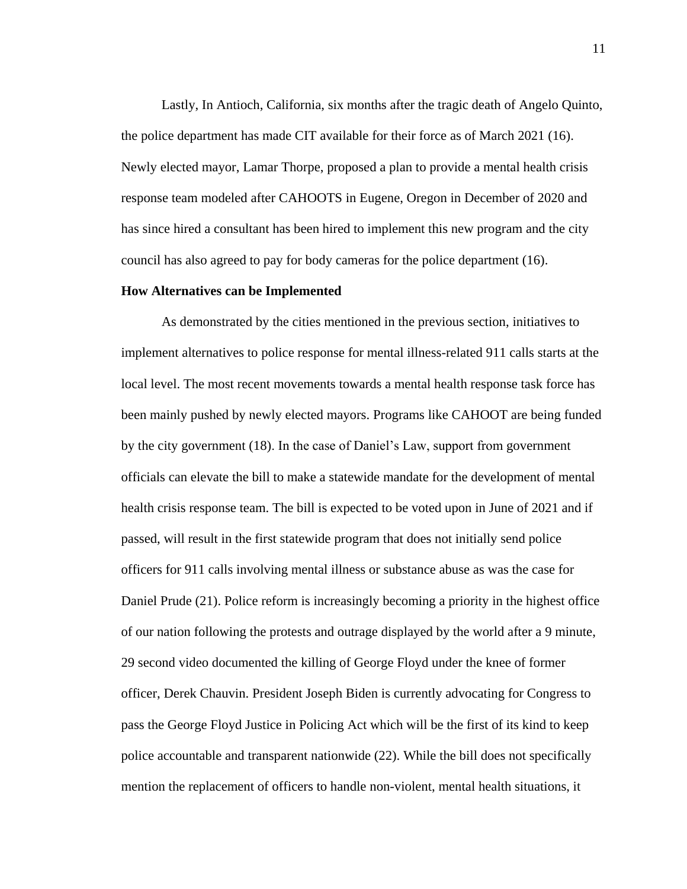Lastly, In Antioch, California, six months after the tragic death of Angelo Quinto, the police department has made CIT available for their force as of March 2021 (16). Newly elected mayor, Lamar Thorpe, proposed a plan to provide a mental health crisis response team modeled after CAHOOTS in Eugene, Oregon in December of 2020 and has since hired a consultant has been hired to implement this new program and the city council has also agreed to pay for body cameras for the police department (16).

**How Alternatives can be Implemented**

As demonstrated by the cities mentioned in the previous section, initiatives to implement alternatives to police response for mental illness-related 911 calls starts at the local level. The most recent movements towards a mental health response task force has been mainly pushed by newly elected mayors. Programs like CAHOOT are being funded by the city government (18). In the case of Daniel's Law, support from government officials can elevate the bill to make a statewide mandate for the development of mental health crisis response team. The bill is expected to be voted upon in June of 2021 and if passed, will result in the first statewide program that does not initially send police officers for 911 calls involving mental illness or substance abuse as was the case for Daniel Prude (21). Police reform is increasingly becoming a priority in the highest office of our nation following the protests and outrage displayed by the world after a 9 minute, 29 second video documented the killing of George Floyd under the knee of former officer, Derek Chauvin. President Joseph Biden is currently advocating for Congress to pass the George Floyd Justice in Policing Act which will be the first of its kind to keep police accountable and transparent nationwide (22). While the bill does not specifically mention the replacement of officers to handle non-violent, mental health situations, it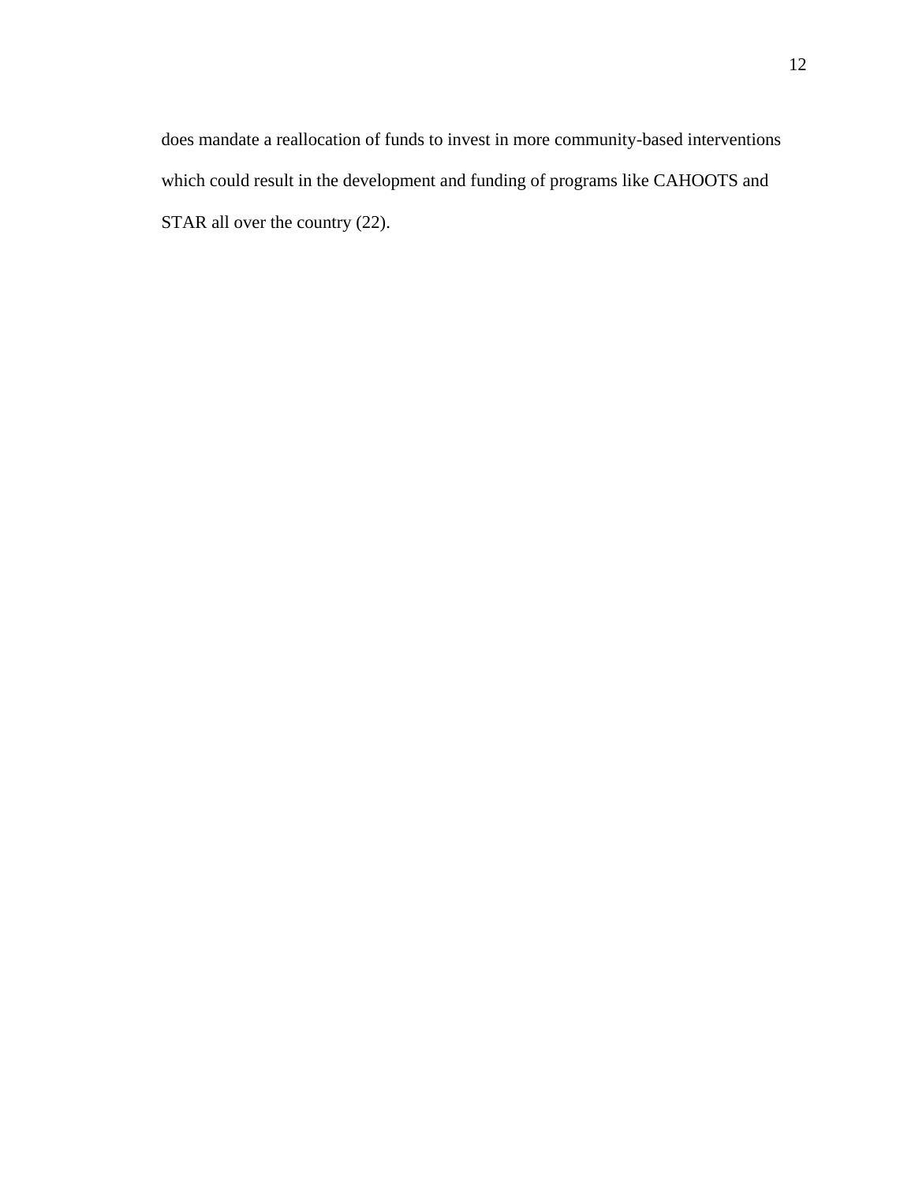does mandate a reallocation of funds to invest in more community-based interventions which could result in the development and funding of programs like CAHOOTS and STAR all over the country (22).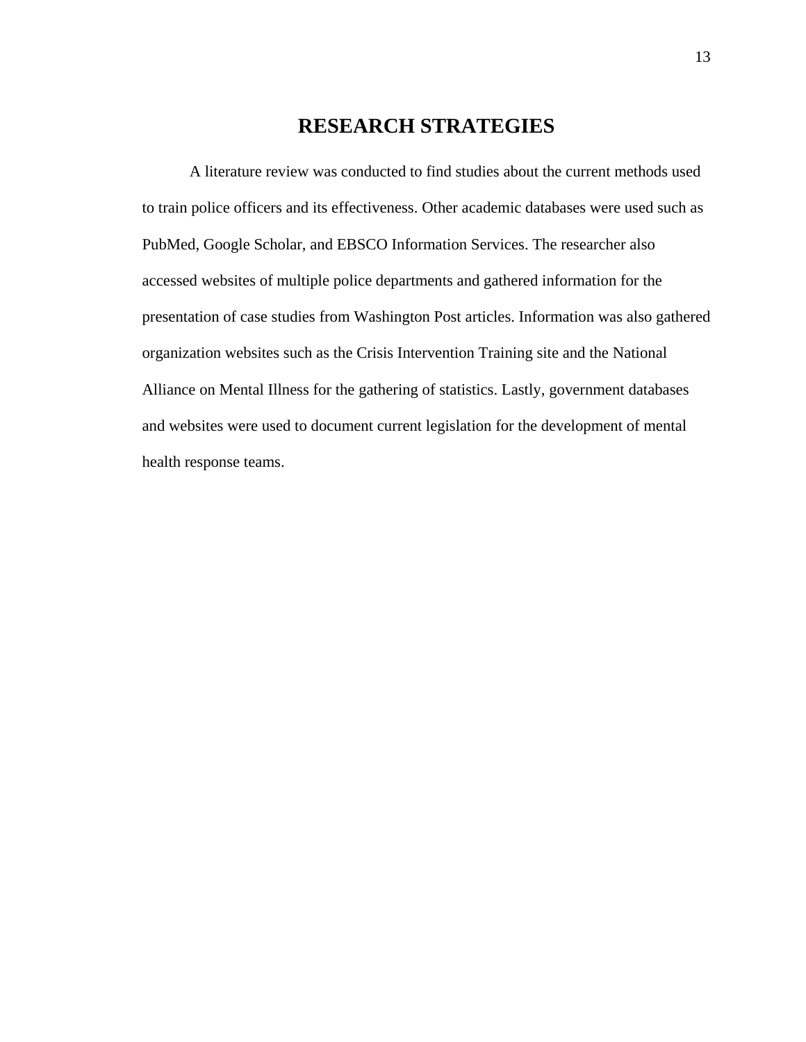# RESEARCH STRATEGIES

A literature review was conducted to find studies about the current methods used to train police officers and its effectiveness. Other academic databases were used such as PubMed, Google Scholar, and EBSCO Information Services. The researcher also accessed websites of multiple police departments and gathered information for the presentation of case studies from Washington Post articles. Information was also gathered organization websites such as the Crisis Intervention Training site and the National Alliance on Mental Illness for the gathering of statistics. Lastly, government databases and websites were used to document current legislation for the development of mental health response teams.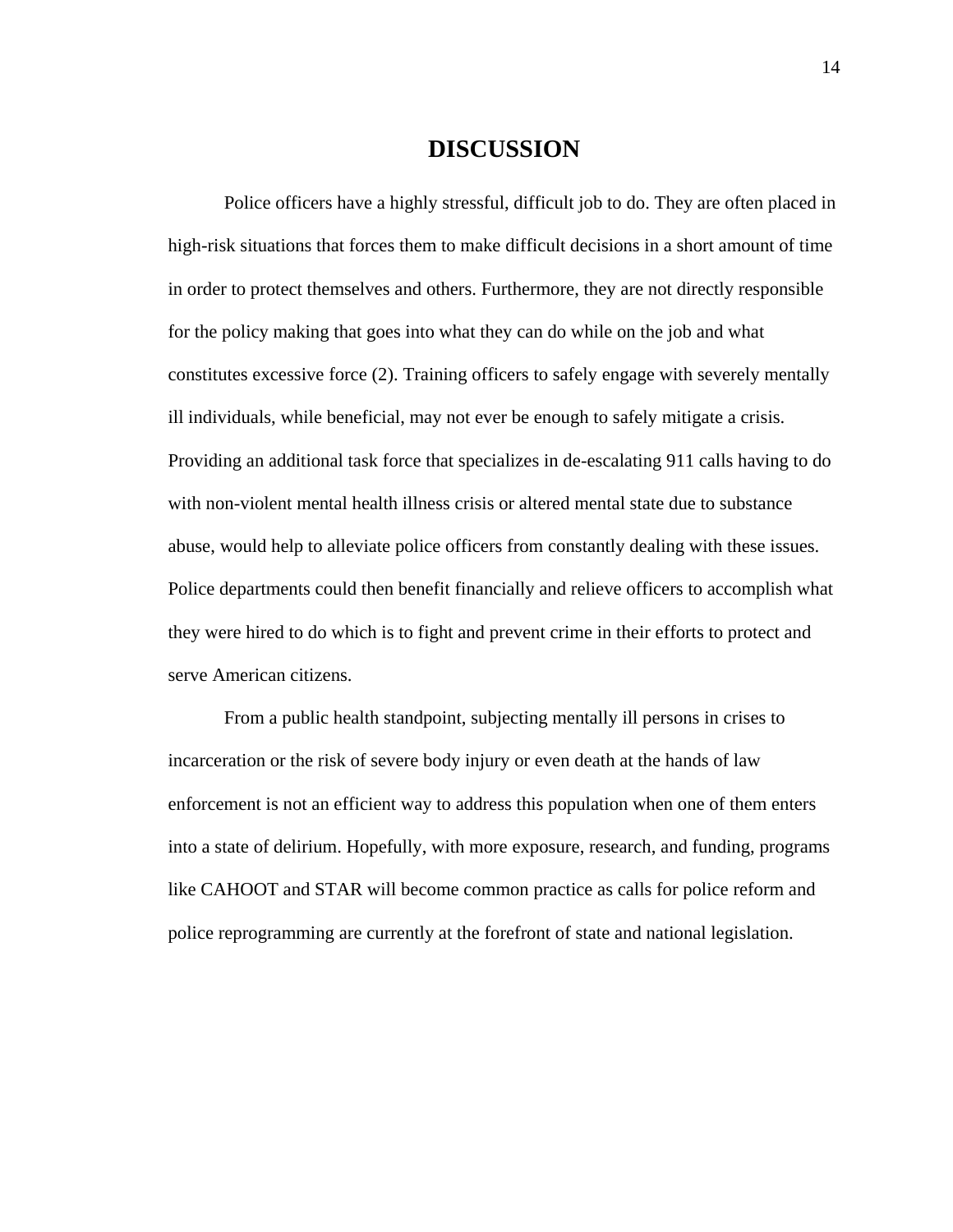# DISCUSSION

Police officers have a highly stressful, difficult job to do. They are often placed in high-risk situations that forces them to make difficult decisions in a short amount of time in order to protect themselves and others. Furthermore, they are not directly responsible for the policy making that goes into what they can do while on the job and what constitutes excessive force (2). Training officers to safely engage with severely mentally ill individuals, while beneficial, may not ever be enough to safely mitigate a crisis. Providing an additional task force that specializes in de-escalating 911 calls having to do with non-violent mental health illness crisis or altered mental state due to substance abuse, would help to alleviate police officers from constantly dealing with these issues. Police departments could then benefit financially and relieve officers to accomplish what they were hired to do which is to fight and prevent crime in their efforts to protect and serve American citizens.

From a public health standpoint, subjecting mentally ill persons in crises to incarceration or the risk of severe body injury or even death at the hands of law enforcement is not an efficient way to address this population when one of them enters into a state of delirium. Hopefully, with more exposure, research, and funding, programs like CAHOOT and STAR will become common practice as calls for police reform and police reprogramming are currently at the forefront of state and national legislation.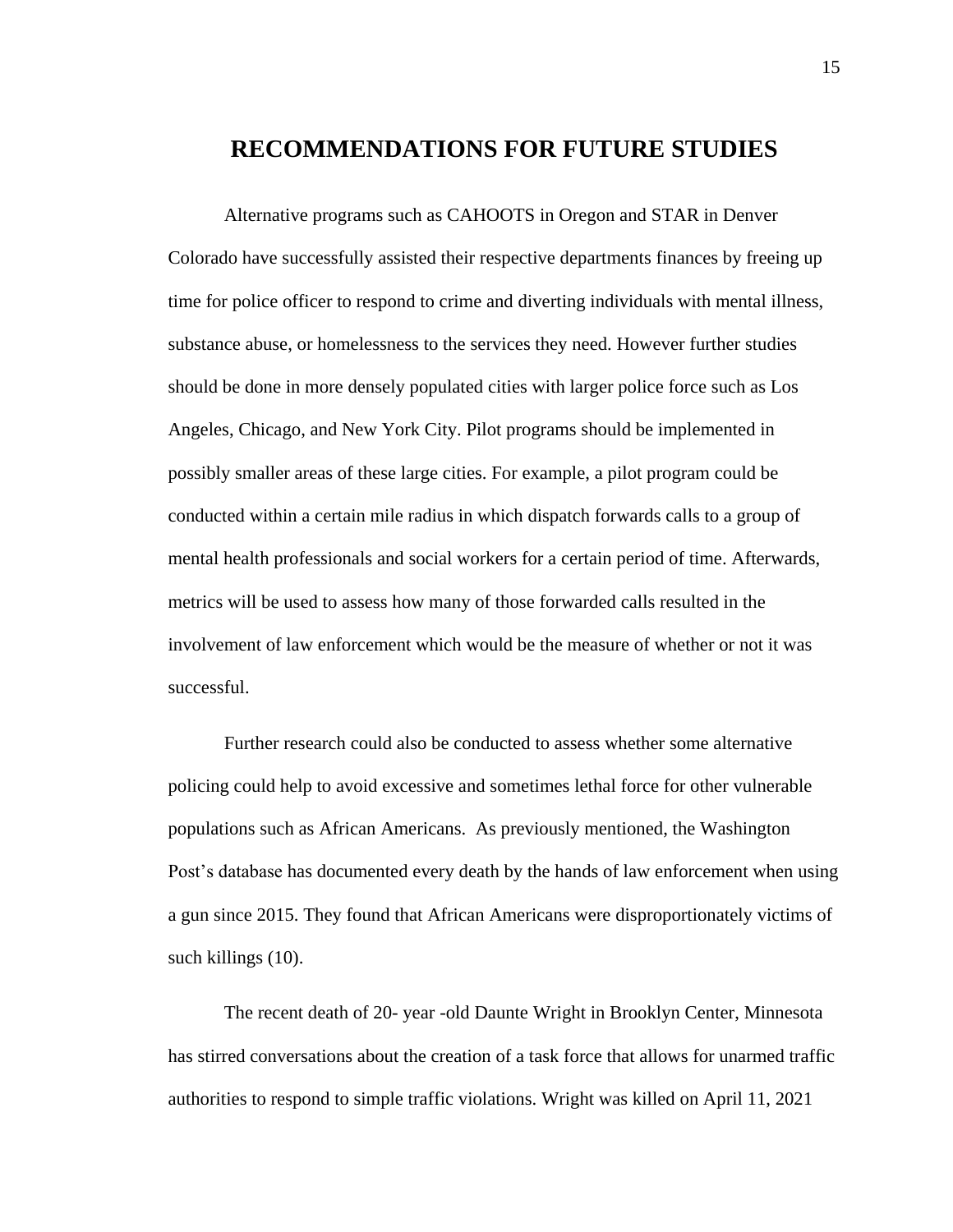# RECOMMENDATIONS FOR FUTURE STUDIES

Alternative programs such as CAHOOTS in Oregon and STAR in Denver Colorado have successfully assisted their respective departments finances by freeing up time for police officer to respond to crime and diverting individuals with mental illness, substance abuse, or homelessness to the services they need. However further studies should be done in more densely populated cities with larger police force such as Los Angeles, Chicago, and New York City. Pilot programs should be implemented in possibly smaller areas of these large cities. For example, a pilot program could be conducted within a certain mile radius in which dispatch forwards calls to a group of mental health professionals and social workers for a certain period of time. Afterwards, metrics will be used to assess how many of those forwarded calls resulted in the involvement of law enforcement which would be the measure of whether or not it was successful.

Further research could also be conducted to assess whether some alternative policing could help to avoid excessive and sometimes lethal force for other vulnerable populations such as African Americans. As previously mentioned, the Washington Post's database has documented every death by the hands of law enforcement when using a gun since 2015. They found that African Americans were disproportionately victims of such killings (10).

The recent death of 20- year -old Daunte Wright in Brooklyn Center, Minnesota has stirred conversations about the creation of a task force that allows for unarmed traffic authorities to respond to simple traffic violations. Wright was killed on April 11, 2021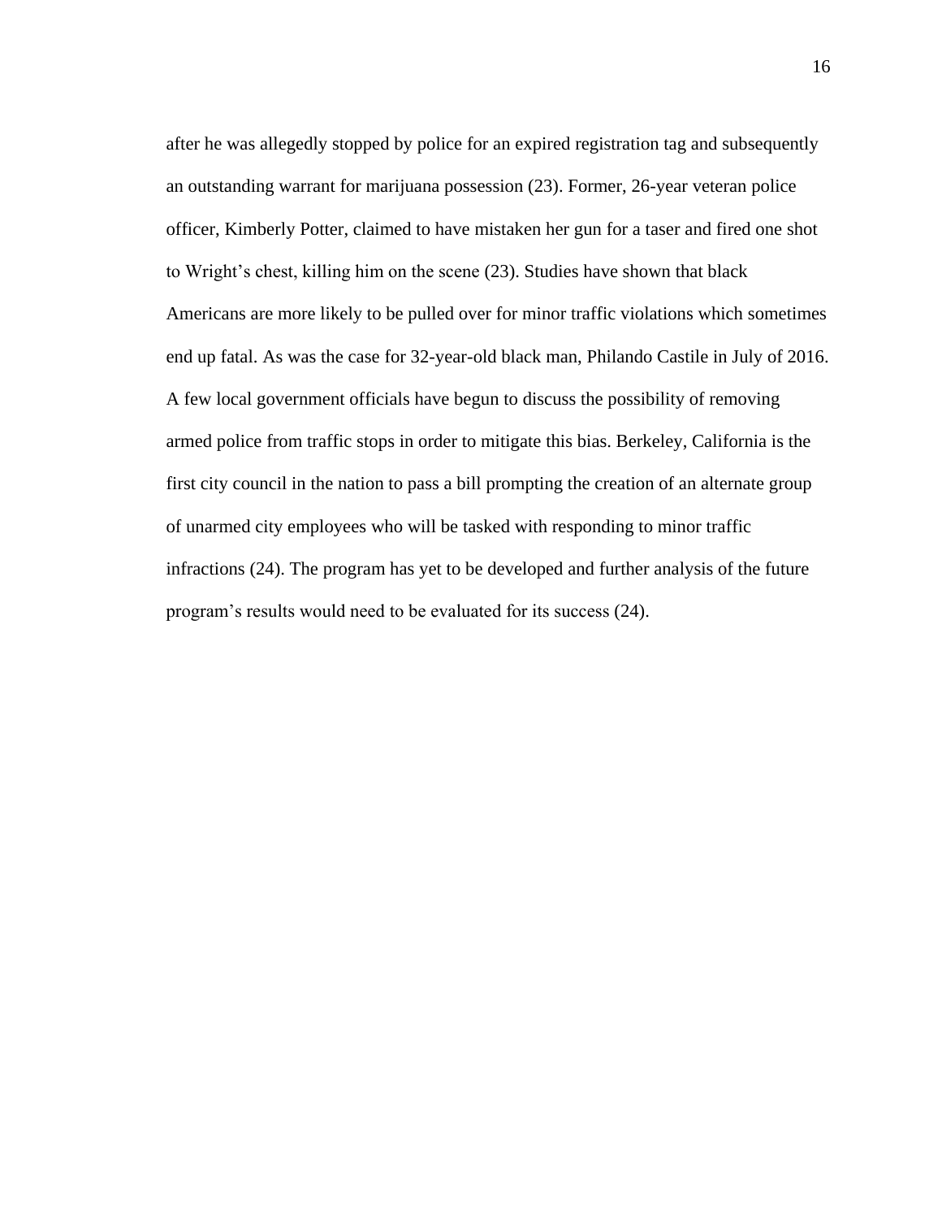after he was allegedly stopped by police for an expired registration tag and subsequently an outstanding warrant for marijuana possession (23). Former, 26-year veteran police officer, Kimberly Potter, claimed to have mistaken her gun for a taser and fired one shot to Wright's chest, killing him on the scene (23). Studies have shown that black Americans are more likely to be pulled over for minor traffic violations which sometimes end up fatal. As was the case for 32-year-old black man, Philando Castile in July of 2016. A few local government officials have begun to discuss the possibility of removing armed police from traffic stops in order to mitigate this bias. Berkeley, California is the first city council in the nation to pass a bill prompting the creation of an alternate group of unarmed city employees who will be tasked with responding to minor traffic infractions (24). The program has yet to be developed and further analysis of the future program's results would need to be evaluated for its success (24).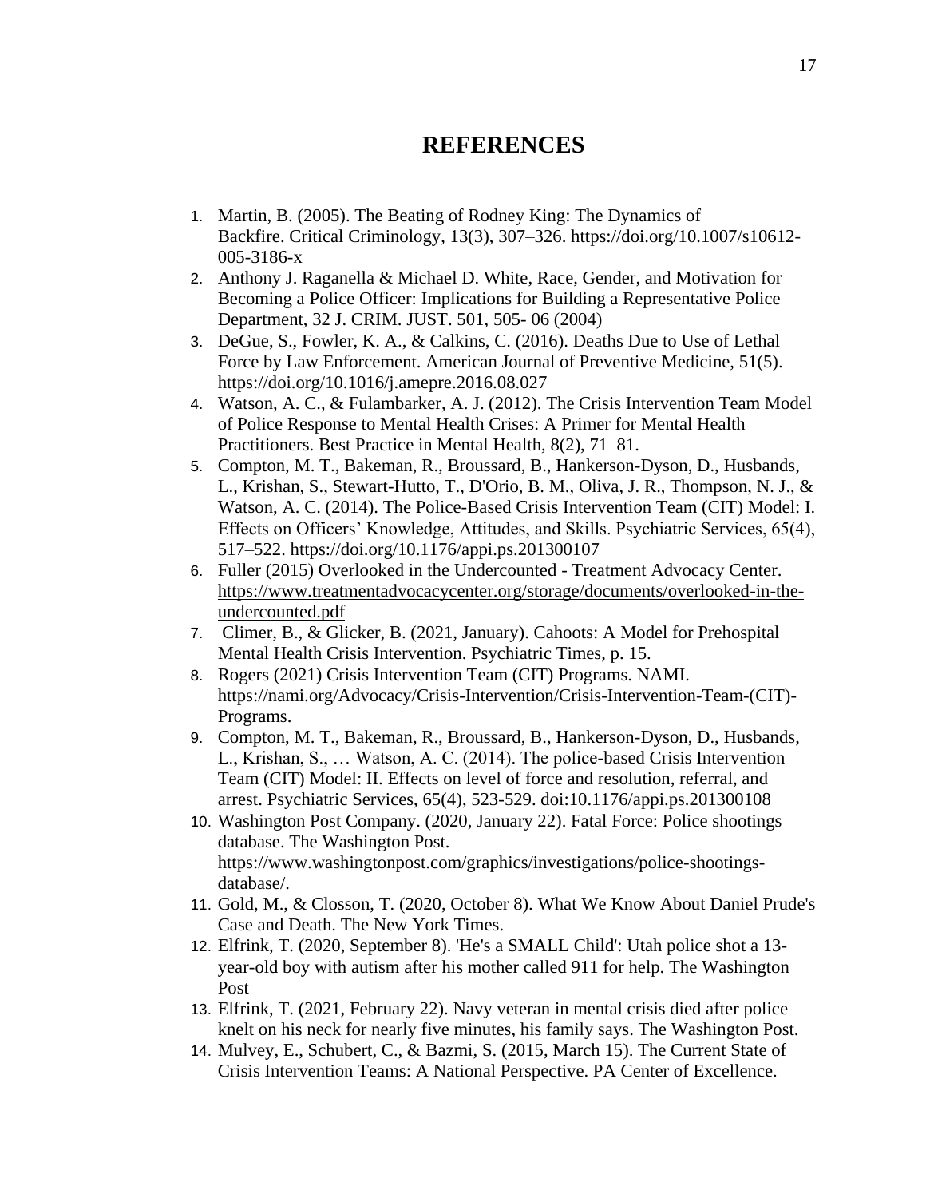# REFERENCES

1. Martin, B. (2005). The Beating of Rodney King: The Dynamics of Backfire. Critical Criminology, 13(3), 307–326. https://doi.org/10.1007/s10612-005-3186-x
2. Anthony J. Raganella & Michael D. White, Race, Gender, and Motivation for Becoming a Police Officer: Implications for Building a Representative Police Department, 32 J. CRIM. JUST. 501, 505- 06 (2004)
3. DeGue, S., Fowler, K. A., & Calkins, C. (2016). Deaths Due to Use of Lethal Force by Law Enforcement. American Journal of Preventive Medicine, 51(5). https://doi.org/10.1016/j.amepre.2016.08.027
4. Watson, A. C., & Fulambarker, A. J. (2012). The Crisis Intervention Team Model of Police Response to Mental Health Crises: A Primer for Mental Health Practitioners. Best Practice in Mental Health, 8(2), 71–81.
5. Compton, M. T., Bakeman, R., Broussard, B., Hankerson-Dyson, D., Husbands, L., Krishan, S., Stewart-Hutto, T., D'Orio, B. M., Oliva, J. R., Thompson, N. J., & Watson, A. C. (2014). The Police-Based Crisis Intervention Team (CIT) Model: I. Effects on Officers' Knowledge, Attitudes, and Skills. Psychiatric Services, 65(4), 517–522. https://doi.org/10.1176/appi.ps.201300107
6. Fuller (2015) Overlooked in the Undercounted - Treatment Advocacy Center. https://www.treatmentadvocacycenter.org/storage/documents/overlooked-in-the-undercounted.pdf
7. Climer, B., & Glicker, B. (2021, January). Cahoots: A Model for Prehospital Mental Health Crisis Intervention. Psychiatric Times, p. 15.
8. Rogers (2021) Crisis Intervention Team (CIT) Programs. NAMI. https://nami.org/Advocacy/Crisis-Intervention/Crisis-Intervention-Team-(CIT)-Programs.
9. Compton, M. T., Bakeman, R., Broussard, B., Hankerson-Dyson, D., Husbands, L., Krishan, S., … Watson, A. C. (2014). The police-based Crisis Intervention Team (CIT) Model: II. Effects on level of force and resolution, referral, and arrest. Psychiatric Services, 65(4), 523-529. doi:10.1176/appi.ps.201300108
10. Washington Post Company. (2020, January 22). Fatal Force: Police shootings database. The Washington Post. https://www.washingtonpost.com/graphics/investigations/police-shootings-database/.
11. Gold, M., & Closson, T. (2020, October 8). What We Know About Daniel Prude's Case and Death. The New York Times.
12. Elfrink, T. (2020, September 8). 'He's a SMALL Child': Utah police shot a 13-year-old boy with autism after his mother called 911 for help. The Washington Post
13. Elfrink, T. (2021, February 22). Navy veteran in mental crisis died after police knelt on his neck for nearly five minutes, his family says. The Washington Post.
14. Mulvey, E., Schubert, C., & Bazmi, S. (2015, March 15). The Current State of Crisis Intervention Teams: A National Perspective. PA Center of Excellence.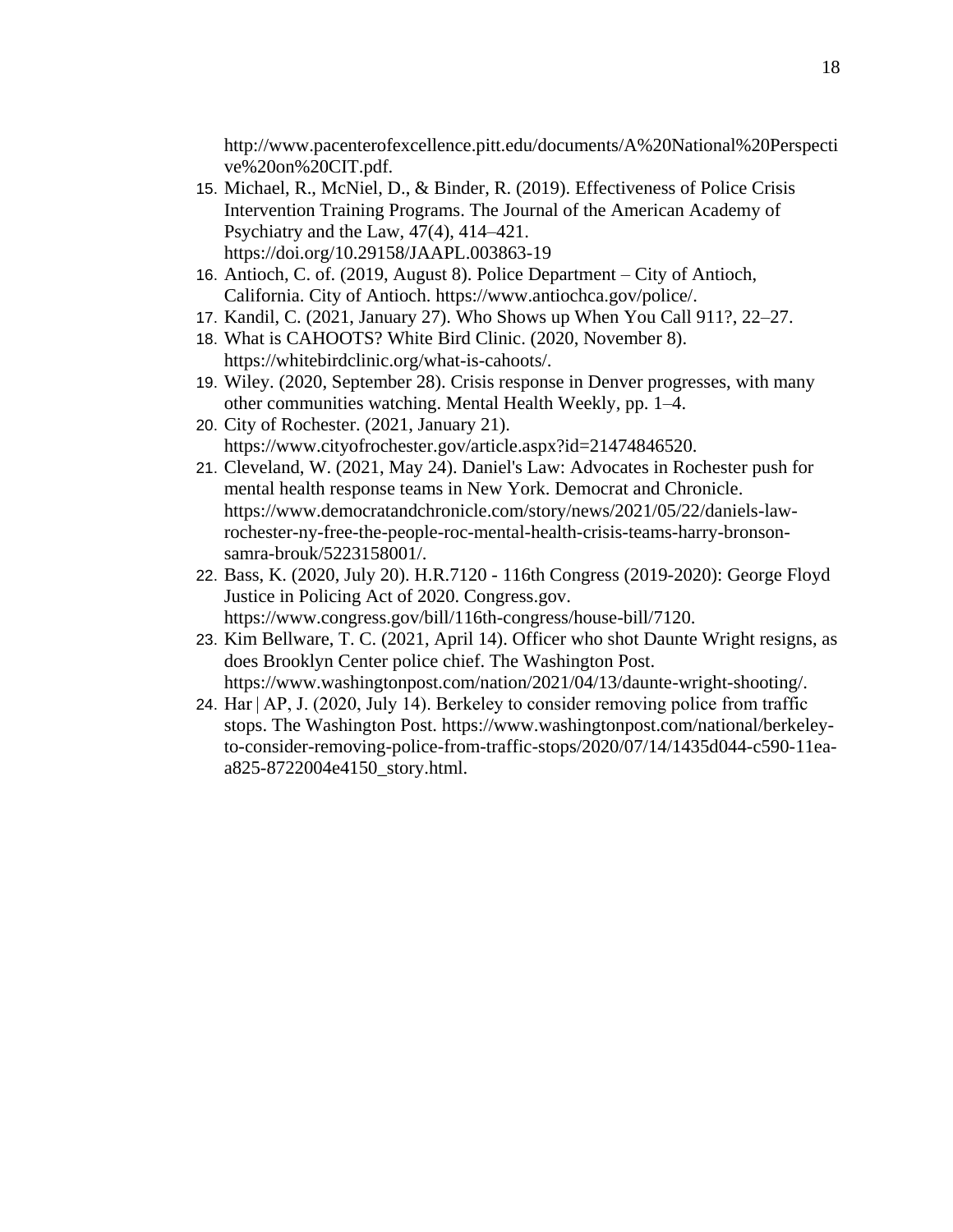http://www.pacenterofexcellence.pitt.edu/documents/A%20National%20Perspective%20on%20CIT.pdf.

15. Michael, R., McNiel, D., & Binder, R. (2019). Effectiveness of Police Crisis Intervention Training Programs. The Journal of the American Academy of Psychiatry and the Law, 47(4), 414–421. https://doi.org/10.29158/JAAPL.003863-19
16. Antioch, C. of. (2019, August 8). Police Department – City of Antioch, California. City of Antioch. https://www.antiochca.gov/police/.
17. Kandil, C. (2021, January 27). Who Shows up When You Call 911?, 22–27.
18. What is CAHOOTS? White Bird Clinic. (2020, November 8). https://whitebirdclinic.org/what-is-cahoots/.
19. Wiley. (2020, September 28). Crisis response in Denver progresses, with many other communities watching. Mental Health Weekly, pp. 1–4.
20. City of Rochester. (2021, January 21). https://www.cityofrochester.gov/article.aspx?id=21474846520.
21. Cleveland, W. (2021, May 24). Daniel's Law: Advocates in Rochester push for mental health response teams in New York. Democrat and Chronicle. https://www.democratandchronicle.com/story/news/2021/05/22/daniels-law-rochester-ny-free-the-people-roc-mental-health-crisis-teams-harry-bronson-samra-brouk/5223158001/.
22. Bass, K. (2020, July 20). H.R.7120 - 116th Congress (2019-2020): George Floyd Justice in Policing Act of 2020. Congress.gov. https://www.congress.gov/bill/116th-congress/house-bill/7120.
23. Kim Bellware, T. C. (2021, April 14). Officer who shot Daunte Wright resigns, as does Brooklyn Center police chief. The Washington Post. https://www.washingtonpost.com/nation/2021/04/13/daunte-wright-shooting/.
24. Har | AP, J. (2020, July 14). Berkeley to consider removing police from traffic stops. The Washington Post. https://www.washingtonpost.com/national/berkeley-to-consider-removing-police-from-traffic-stops/2020/07/14/1435d044-c590-11ea-a825-8722004e4150_story.html.